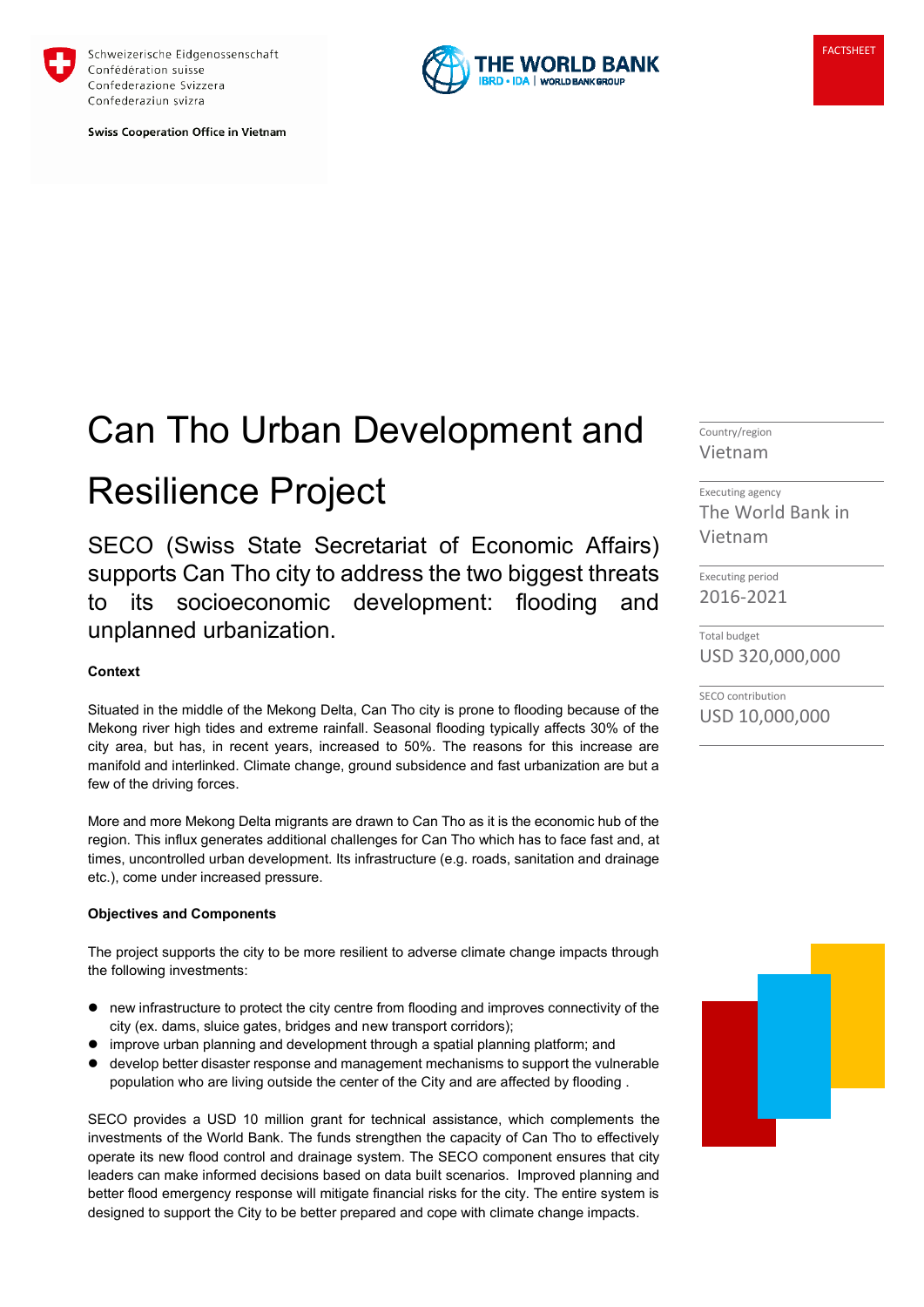Schweizerische Eidgenossenschaft
Confédération suisse
Confederazione Svizzera
Confederaziun svizra

**Swiss Cooperation Office in Vietnam**

THE WORLD BANK
IBRD • IDA | WORLD BANK GROUP

FACTSHEET

# Can Tho Urban Development and Resilience Project

SECO (Swiss State Secretariat of Economic Affairs) supports Can Tho city to address the two biggest threats to its socioeconomic development: flooding and unplanned urbanization.

| | |
|---|---|
| Country/region | Vietnam |
| Executing agency | The World Bank in Vietnam |
| Executing period | 2016-2021 |
| Total budget | USD 320,000,000 |
| SECO contribution | USD 10,000,000 |

**Context**

Situated in the middle of the Mekong Delta, Can Tho city is prone to flooding because of the Mekong river high tides and extreme rainfall. Seasonal flooding typically affects 30% of the city area, but has, in recent years, increased to 50%. The reasons for this increase are manifold and interlinked. Climate change, ground subsidence and fast urbanization are but a few of the driving forces.

More and more Mekong Delta migrants are drawn to Can Tho as it is the economic hub of the region. This influx generates additional challenges for Can Tho which has to face fast and, at times, uncontrolled urban development. Its infrastructure (e.g. roads, sanitation and drainage etc.), come under increased pressure.

**Objectives and Components**

The project supports the city to be more resilient to adverse climate change impacts through the following investments:

- new infrastructure to protect the city centre from flooding and improves connectivity of the city (ex. dams, sluice gates, bridges and new transport corridors);
- improve urban planning and development through a spatial planning platform; and
- develop better disaster response and management mechanisms to support the vulnerable population who are living outside the center of the City and are affected by flooding .

SECO provides a USD 10 million grant for technical assistance, which complements the investments of the World Bank. The funds strengthen the capacity of Can Tho to effectively operate its new flood control and drainage system. The SECO component ensures that city leaders can make informed decisions based on data built scenarios. Improved planning and better flood emergency response will mitigate financial risks for the city. The entire system is designed to support the City to be better prepared and cope with climate change impacts.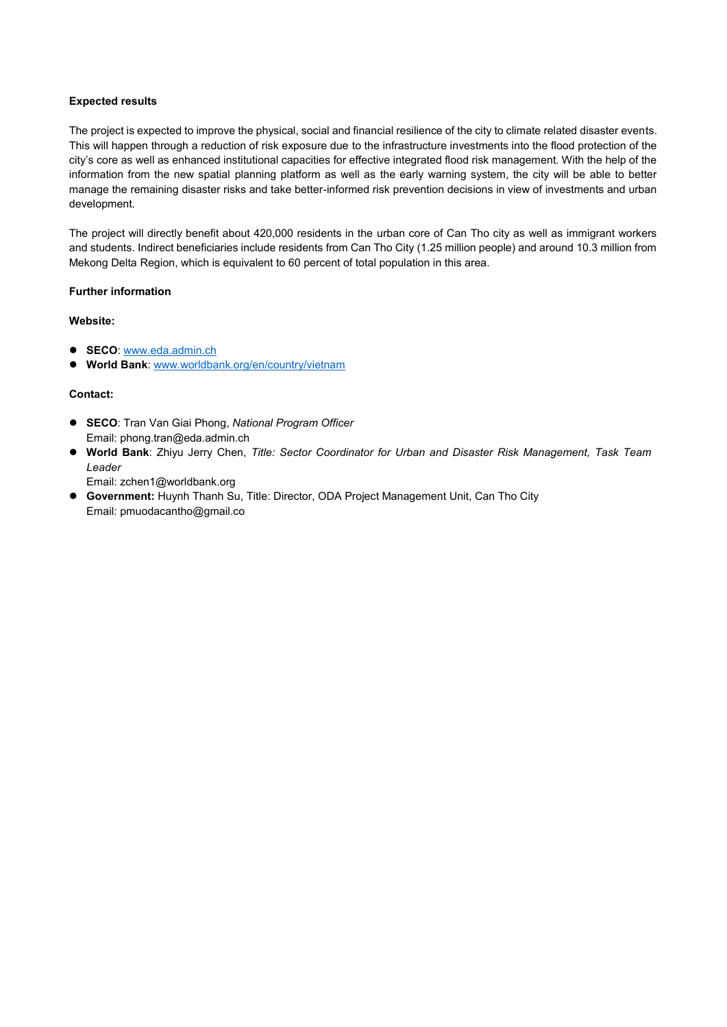**Expected results**

The project is expected to improve the physical, social and financial resilience of the city to climate related disaster events. This will happen through a reduction of risk exposure due to the infrastructure investments into the flood protection of the city's core as well as enhanced institutional capacities for effective integrated flood risk management. With the help of the information from the new spatial planning platform as well as the early warning system, the city will be able to better manage the remaining disaster risks and take better-informed risk prevention decisions in view of investments and urban development.

The project will directly benefit about 420,000 residents in the urban core of Can Tho city as well as immigrant workers and students. Indirect beneficiaries include residents from Can Tho City (1.25 million people) and around 10.3 million from Mekong Delta Region, which is equivalent to 60 percent of total population in this area.

**Further information**

**Website:**

- **SECO**: www.eda.admin.ch
- **World Bank**: www.worldbank.org/en/country/vietnam

**Contact:**

- **SECO**: Tran Van Giai Phong, *National Program Officer*
  Email: phong.tran@eda.admin.ch
- **World Bank**: Zhiyu Jerry Chen, *Title: Sector Coordinator for Urban and Disaster Risk Management, Task Team Leader*
  Email: zchen1@worldbank.org
- **Government:** Huynh Thanh Su, Title: Director, ODA Project Management Unit, Can Tho City
  Email: pmuodacantho@gmail.co